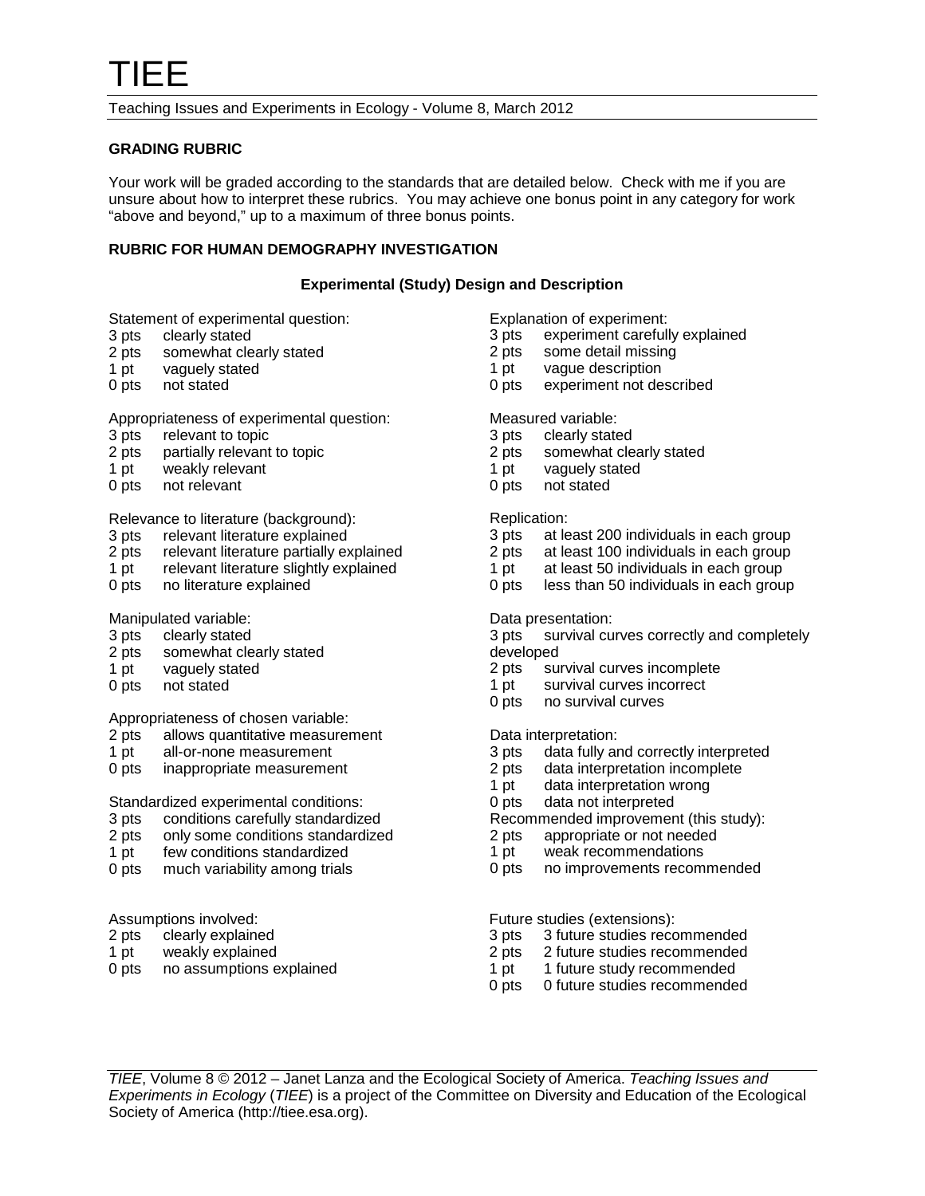## GRADING RUBRIC

Your work will be graded according to the standards that are detailed below. Check with me if you are unsure about how to interpret these rubrics. You may achieve one bonus point in any category for work "above and beyond," up to a maximum of three bonus points.

## RUBRIC FOR HUMAN DEMOGRAPHY INVESTIGATION

### Experimental (Study) Design and Description

Statement of experimental question:
- 3 pts clearly stated
- 2 pts somewhat clearly stated
- 1 pt vaguely stated
- 0 pts not stated

Appropriateness of experimental question:
- 3 pts relevant to topic
- 2 pts partially relevant to topic
- 1 pt weakly relevant
- 0 pts not relevant

Relevance to literature (background):
- 3 pts relevant literature explained
- 2 pts relevant literature partially explained
- 1 pt relevant literature slightly explained
- 0 pts no literature explained

Manipulated variable:
- 3 pts clearly stated
- 2 pts somewhat clearly stated
- 1 pt vaguely stated
- 0 pts not stated

Appropriateness of chosen variable:
- 2 pts allows quantitative measurement
- 1 pt all-or-none measurement
- 0 pts inappropriate measurement

Standardized experimental conditions:
- 3 pts conditions carefully standardized
- 2 pts only some conditions standardized
- 1 pt few conditions standardized
- 0 pts much variability among trials

Assumptions involved:
- 2 pts clearly explained
- 1 pt weakly explained
- 0 pts no assumptions explained

Explanation of experiment:
- 3 pts experiment carefully explained
- 2 pts some detail missing
- 1 pt vague description
- 0 pts experiment not described

Measured variable:
- 3 pts clearly stated
- 2 pts somewhat clearly stated
- 1 pt vaguely stated
- 0 pts not stated

Replication:
- 3 pts at least 200 individuals in each group
- 2 pts at least 100 individuals in each group
- 1 pt at least 50 individuals in each group
- 0 pts less than 50 individuals in each group

Data presentation:
- 3 pts survival curves correctly and completely developed
- 2 pts survival curves incomplete
- 1 pt survival curves incorrect
- 0 pts no survival curves

Data interpretation:
- 3 pts data fully and correctly interpreted
- 2 pts data interpretation incomplete
- 1 pt data interpretation wrong
- 0 pts data not interpreted

Recommended improvement (this study):
- 2 pts appropriate or not needed
- 1 pt weak recommendations
- 0 pts no improvements recommended

Future studies (extensions):
- 3 pts 3 future studies recommended
- 2 pts 2 future studies recommended
- 1 pt 1 future study recommended
- 0 pts 0 future studies recommended

*TIEE*, Volume 8 © 2012 – Janet Lanza and the Ecological Society of America. *Teaching Issues and Experiments in Ecology* (*TIEE*) is a project of the Committee on Diversity and Education of the Ecological Society of America (http://tiee.esa.org).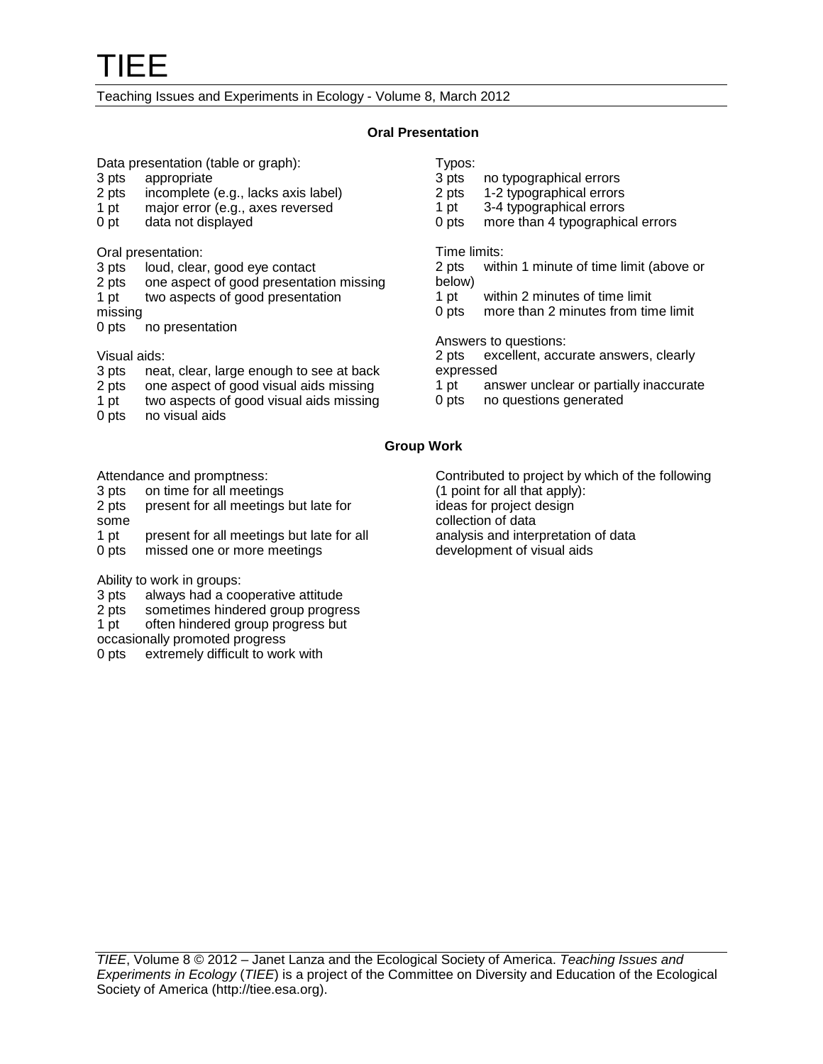### Oral Presentation

Data presentation (table or graph):
3 pts appropriate
2 pts incomplete (e.g., lacks axis label)
1 pt major error (e.g., axes reversed
0 pt data not displayed

Oral presentation:
3 pts loud, clear, good eye contact
2 pts one aspect of good presentation missing
1 pt two aspects of good presentation missing
0 pts no presentation

Visual aids:
3 pts neat, clear, large enough to see at back
2 pts one aspect of good visual aids missing
1 pt two aspects of good visual aids missing
0 pts no visual aids

Typos:
3 pts no typographical errors
2 pts 1-2 typographical errors
1 pt 3-4 typographical errors
0 pts more than 4 typographical errors

Time limits:
2 pts within 1 minute of time limit (above or below)
1 pt within 2 minutes of time limit
0 pts more than 2 minutes from time limit

Answers to questions:
2 pts excellent, accurate answers, clearly expressed
1 pt answer unclear or partially inaccurate
0 pts no questions generated

### Group Work

Attendance and promptness:
3 pts on time for all meetings
2 pts present for all meetings but late for some
1 pt present for all meetings but late for all
0 pts missed one or more meetings

Ability to work in groups:
3 pts always had a cooperative attitude
2 pts sometimes hindered group progress
1 pt often hindered group progress but occasionally promoted progress
0 pts extremely difficult to work with

Contributed to project by which of the following (1 point for all that apply):
ideas for project design
collection of data
analysis and interpretation of data
development of visual aids

*TIEE*, Volume 8 © 2012 – Janet Lanza and the Ecological Society of America. *Teaching Issues and Experiments in Ecology* (*TIEE*) is a project of the Committee on Diversity and Education of the Ecological Society of America (http://tiee.esa.org).